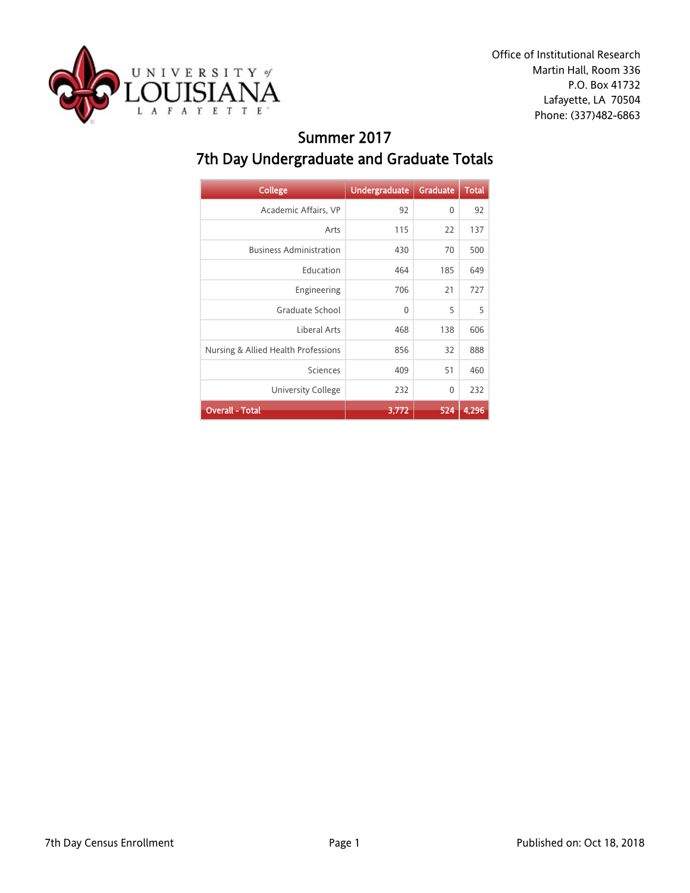Office of Institutional Research
Martin Hall, Room 336
P.O. Box 41732
Lafayette, LA 70504
Phone: (337)482-6863

# Summer 2017
## 7th Day Undergraduate and Graduate Totals

| College | Undergraduate | Graduate | Total |
|---|---|---|---|
| Academic Affairs, VP | 92 | 0 | 92 |
| Arts | 115 | 22 | 137 |
| Business Administration | 430 | 70 | 500 |
| Education | 464 | 185 | 649 |
| Engineering | 706 | 21 | 727 |
| Graduate School | 0 | 5 | 5 |
| Liberal Arts | 468 | 138 | 606 |
| Nursing & Allied Health Professions | 856 | 32 | 888 |
| Sciences | 409 | 51 | 460 |
| University College | 232 | 0 | 232 |
| **Overall - Total** | **3,772** | **524** | **4,296** |

7th Day Census Enrollment

Published on: Oct 18, 2018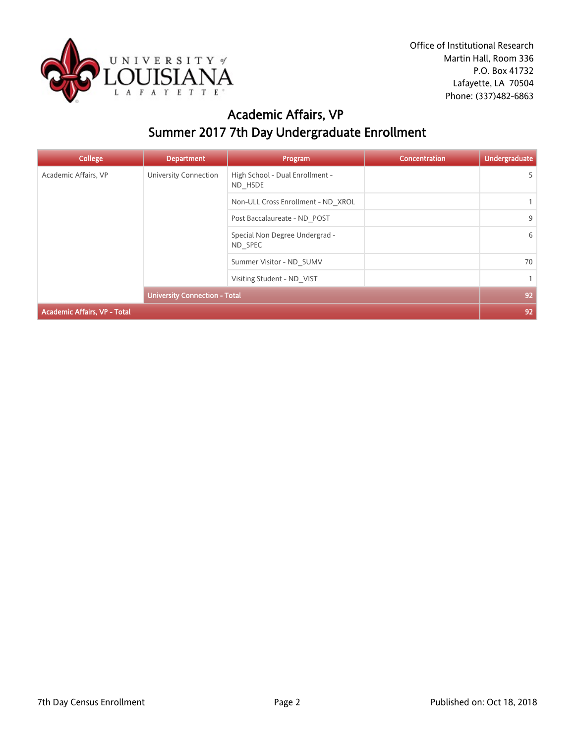Office of Institutional Research
Martin Hall, Room 336
P.O. Box 41732
Lafayette, LA 70504
Phone: (337)482-6863

# Academic Affairs, VP
## Summer 2017 7th Day Undergraduate Enrollment

| College | Department | Program | Concentration | Undergraduate |
|---|---|---|---|---|
| Academic Affairs, VP | University Connection | High School - Dual Enrollment - ND_HSDE | | 5 |
| | | Non-ULL Cross Enrollment - ND_XROL | | 1 |
| | | Post Baccalaureate - ND_POST | | 9 |
| | | Special Non Degree Undergrad - ND_SPEC | | 6 |
| | | Summer Visitor - ND_SUMV | | 70 |
| | | Visiting Student - ND_VIST | | 1 |
| | **University Connection - Total** | | | **92** |
| **Academic Affairs, VP - Total** | | | | **92** |

7th Day Census Enrollment

Published on: Oct 18, 2018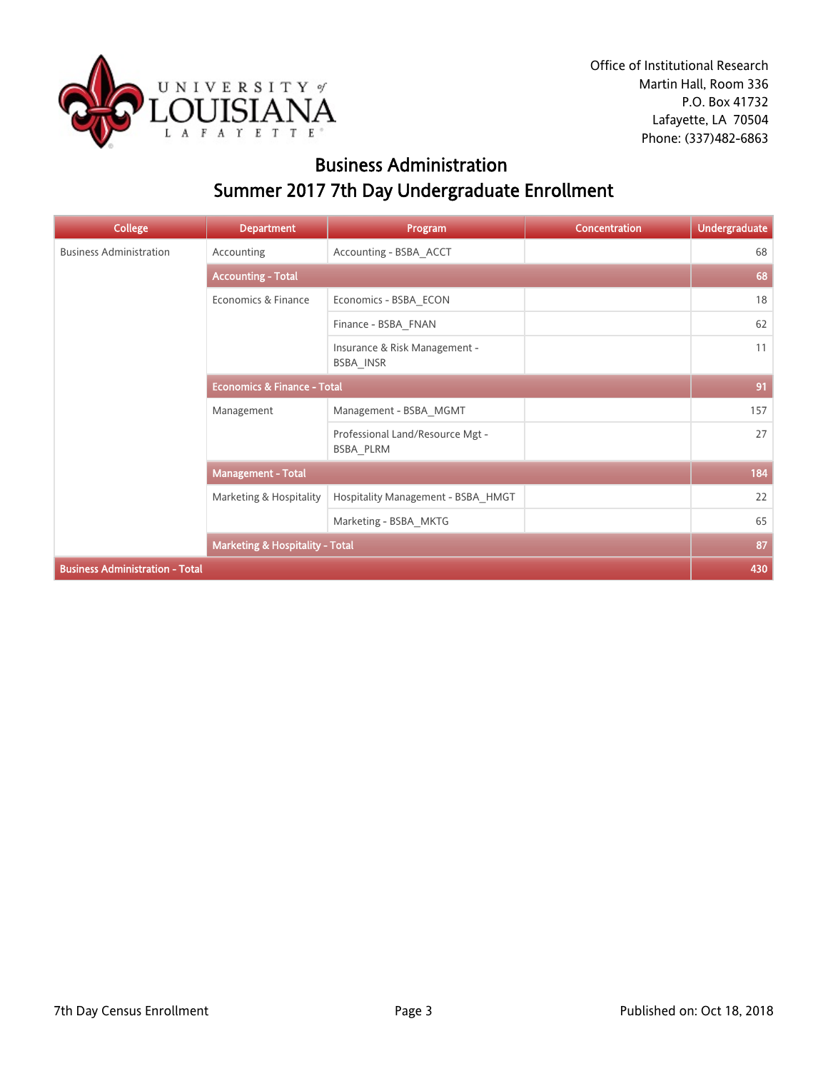Office of Institutional Research
Martin Hall, Room 336
P.O. Box 41732
Lafayette, LA 70504
Phone: (337)482-6863

# Business Administration
## Summer 2017 7th Day Undergraduate Enrollment

| College | Department | Program | Concentration | Undergraduate |
|---|---|---|---|---|
| Business Administration | Accounting | Accounting - BSBA_ACCT | | 68 |
| | **Accounting - Total** | | | **68** |
| | Economics & Finance | Economics - BSBA_ECON | | 18 |
| | | Finance - BSBA_FNAN | | 62 |
| | | Insurance & Risk Management - BSBA_INSR | | 11 |
| | **Economics & Finance - Total** | | | **91** |
| | Management | Management - BSBA_MGMT | | 157 |
| | | Professional Land/Resource Mgt - BSBA_PLRM | | 27 |
| | **Management - Total** | | | **184** |
| | Marketing & Hospitality | Hospitality Management - BSBA_HMGT | | 22 |
| | | Marketing - BSBA_MKTG | | 65 |
| | **Marketing & Hospitality - Total** | | | **87** |
| **Business Administration - Total** | | | | **430** |

7th Day Census Enrollment

Published on: Oct 18, 2018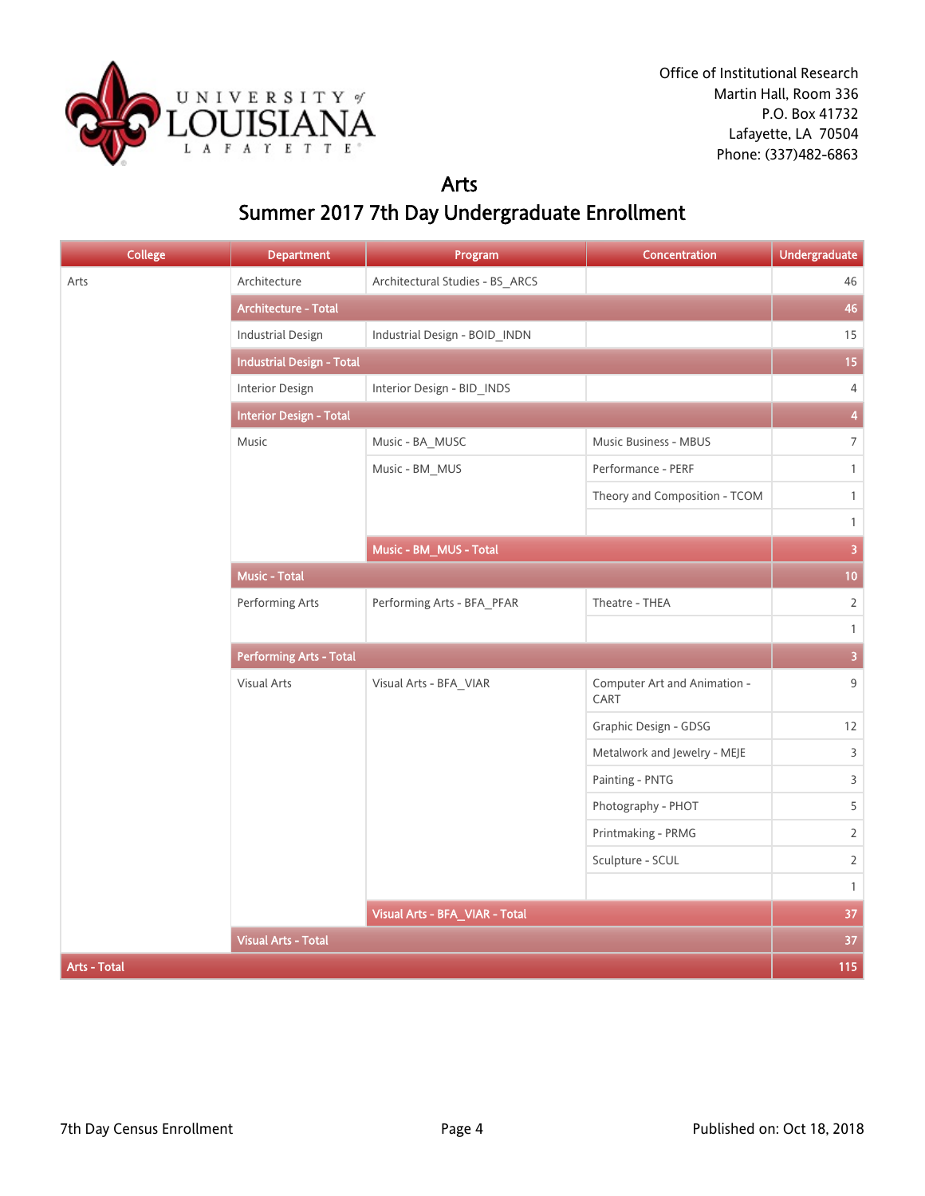Office of Institutional Research
Martin Hall, Room 336
P.O. Box 41732
Lafayette, LA 70504
Phone: (337)482-6863

# Arts

## Summer 2017 7th Day Undergraduate Enrollment

| College | Department | Program | Concentration | Undergraduate |
|---|---|---|---|---|
| Arts | Architecture | Architectural Studies - BS_ARCS | | 46 |
| | **Architecture - Total** | | | **46** |
| | Industrial Design | Industrial Design - BOID_INDN | | 15 |
| | **Industrial Design - Total** | | | **15** |
| | Interior Design | Interior Design - BID_INDS | | 4 |
| | **Interior Design - Total** | | | **4** |
| | Music | Music - BA_MUSC | Music Business - MBUS | 7 |
| | | Music - BM_MUS | Performance - PERF | 1 |
| | | | Theory and Composition - TCOM | 1 |
| | | | | 1 |
| | | **Music - BM_MUS - Total** | | **3** |
| | **Music - Total** | | | **10** |
| | Performing Arts | Performing Arts - BFA_PFAR | Theatre - THEA | 2 |
| | | | | 1 |
| | **Performing Arts - Total** | | | **3** |
| | Visual Arts | Visual Arts - BFA_VIAR | Computer Art and Animation - CART | 9 |
| | | | Graphic Design - GDSG | 12 |
| | | | Metalwork and Jewelry - MEJE | 3 |
| | | | Painting - PNTG | 3 |
| | | | Photography - PHOT | 5 |
| | | | Printmaking - PRMG | 2 |
| | | | Sculpture - SCUL | 2 |
| | | | | 1 |
| | | **Visual Arts - BFA_VIAR - Total** | | **37** |
| | **Visual Arts - Total** | | | **37** |
| **Arts - Total** | | | | **115** |

7th Day Census Enrollment

Published on: Oct 18, 2018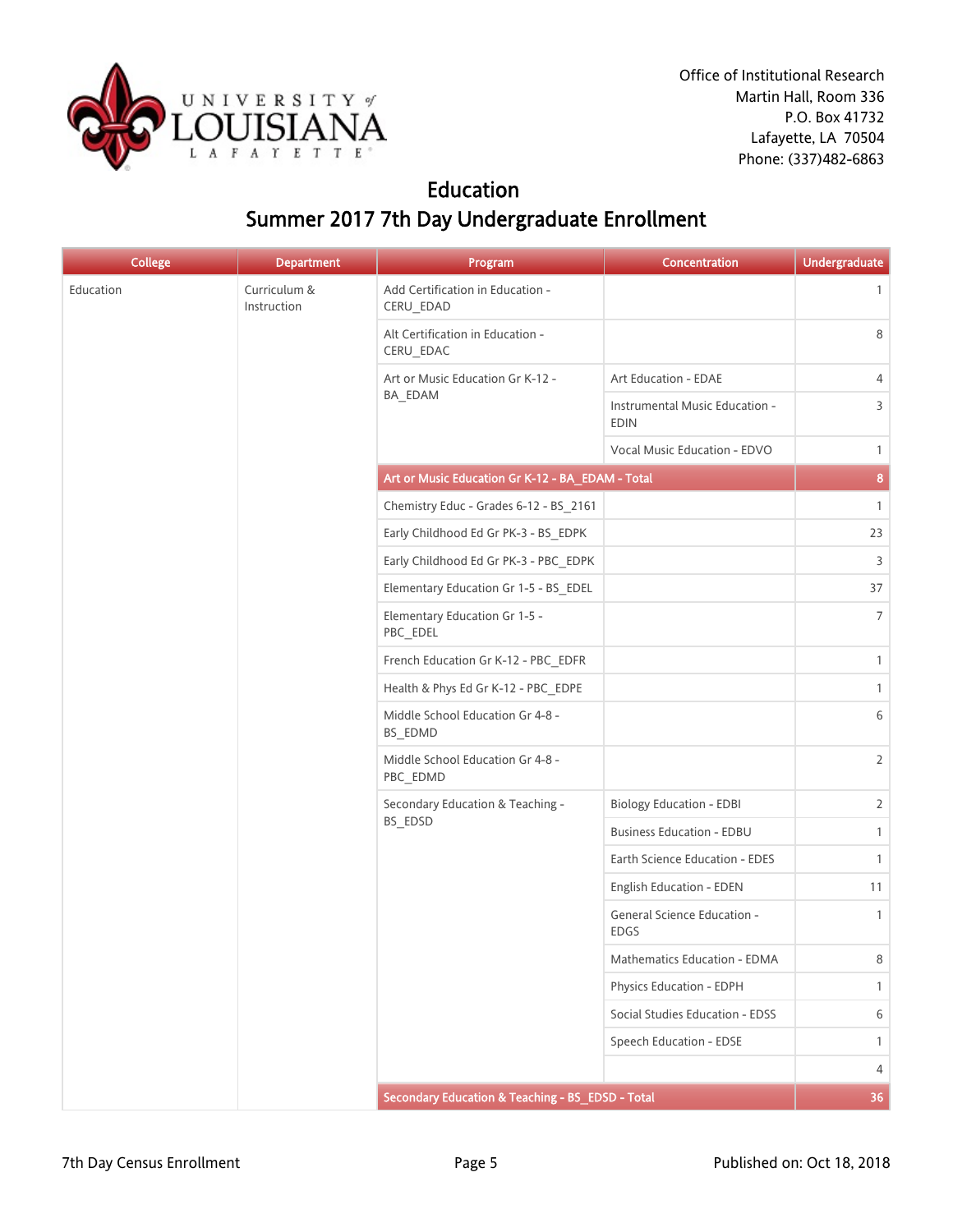Office of Institutional Research
Martin Hall, Room 336
P.O. Box 41732
Lafayette, LA 70504
Phone: (337)482-6863

# Education
## Summer 2017 7th Day Undergraduate Enrollment

| College | Department | Program | Concentration | Undergraduate |
|---|---|---|---|---|
| Education | Curriculum & Instruction | Add Certification in Education - CERU_EDAD | | 1 |
| | | Alt Certification in Education - CERU_EDAC | | 8 |
| | | Art or Music Education Gr K-12 - BA_EDAM | Art Education - EDAE | 4 |
| | | | Instrumental Music Education - EDIN | 3 |
| | | | Vocal Music Education - EDVO | 1 |
| | | **Art or Music Education Gr K-12 - BA_EDAM - Total** | | **8** |
| | | Chemistry Educ - Grades 6-12 - BS_2161 | | 1 |
| | | Early Childhood Ed Gr PK-3 - BS_EDPK | | 23 |
| | | Early Childhood Ed Gr PK-3 - PBC_EDPK | | 3 |
| | | Elementary Education Gr 1-5 - BS_EDEL | | 37 |
| | | Elementary Education Gr 1-5 - PBC_EDEL | | 7 |
| | | French Education Gr K-12 - PBC_EDFR | | 1 |
| | | Health & Phys Ed Gr K-12 - PBC_EDPE | | 1 |
| | | Middle School Education Gr 4-8 - BS_EDMD | | 6 |
| | | Middle School Education Gr 4-8 - PBC_EDMD | | 2 |
| | | Secondary Education & Teaching - BS_EDSD | Biology Education - EDBI | 2 |
| | | | Business Education - EDBU | 1 |
| | | | Earth Science Education - EDES | 1 |
| | | | English Education - EDEN | 11 |
| | | | General Science Education - EDGS | 1 |
| | | | Mathematics Education - EDMA | 8 |
| | | | Physics Education - EDPH | 1 |
| | | | Social Studies Education - EDSS | 6 |
| | | | Speech Education - EDSE | 1 |
| | | | | 4 |
| | | **Secondary Education & Teaching - BS_EDSD - Total** | | **36** |

7th Day Census Enrollment

Published on: Oct 18, 2018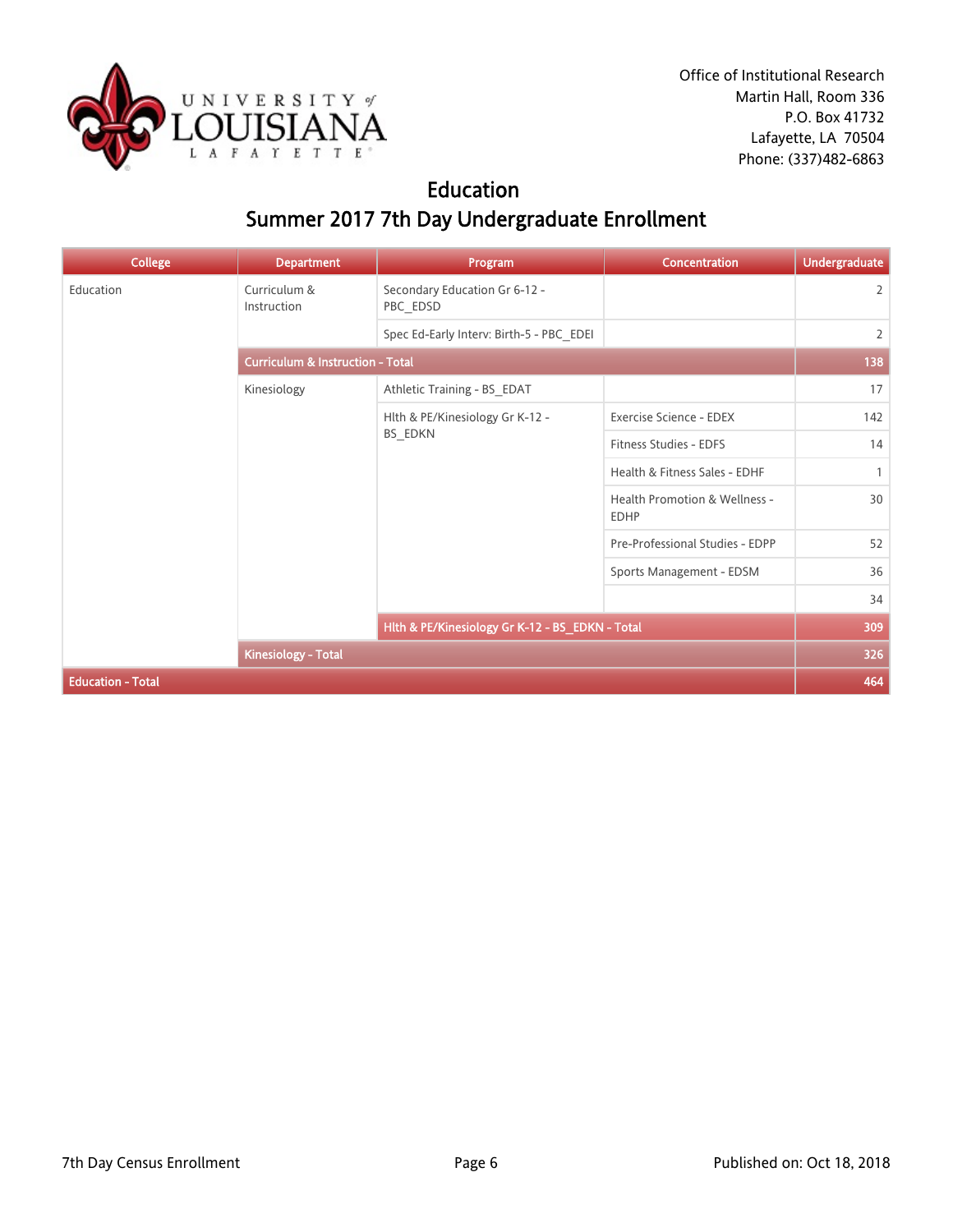Office of Institutional Research
Martin Hall, Room 336
P.O. Box 41732
Lafayette, LA 70504
Phone: (337)482-6863

# Education

## Summer 2017 7th Day Undergraduate Enrollment

| College | Department | Program | Concentration | Undergraduate |
|---|---|---|---|---|
| Education | Curriculum & Instruction | Secondary Education Gr 6-12 - PBC_EDSD | | 2 |
| | | Spec Ed-Early Interv: Birth-5 - PBC_EDEI | | 2 |
| | **Curriculum & Instruction - Total** | | | **138** |
| | Kinesiology | Athletic Training - BS_EDAT | | 17 |
| | | Hlth & PE/Kinesiology Gr K-12 - BS_EDKN | Exercise Science - EDEX | 142 |
| | | | Fitness Studies - EDFS | 14 |
| | | | Health & Fitness Sales - EDHF | 1 |
| | | | Health Promotion & Wellness - EDHP | 30 |
| | | | Pre-Professional Studies - EDPP | 52 |
| | | | Sports Management - EDSM | 36 |
| | | | | 34 |
| | | **Hlth & PE/Kinesiology Gr K-12 - BS_EDKN - Total** | | **309** |
| | **Kinesiology - Total** | | | **326** |
| **Education - Total** | | | | **464** |

7th Day Census Enrollment

Published on: Oct 18, 2018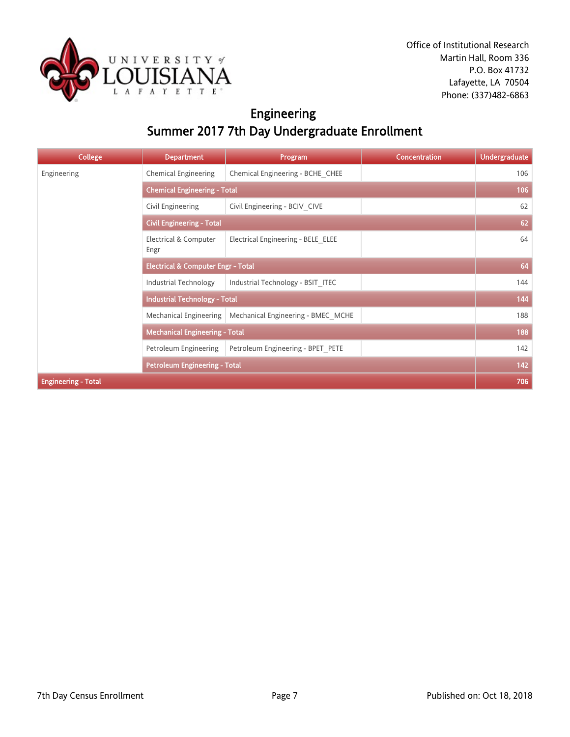Office of Institutional Research
Martin Hall, Room 336
P.O. Box 41732
Lafayette, LA 70504
Phone: (337)482-6863

# Engineering
## Summer 2017 7th Day Undergraduate Enrollment

| College | Department | Program | Concentration | Undergraduate |
|---|---|---|---|---|
| Engineering | Chemical Engineering | Chemical Engineering - BCHE_CHEE | | 106 |
| | Chemical Engineering - Total | | | 106 |
| | Civil Engineering | Civil Engineering - BCIV_CIVE | | 62 |
| | Civil Engineering - Total | | | 62 |
| | Electrical & Computer Engr | Electrical Engineering - BELE_ELEE | | 64 |
| | Electrical & Computer Engr - Total | | | 64 |
| | Industrial Technology | Industrial Technology - BSIT_ITEC | | 144 |
| | Industrial Technology - Total | | | 144 |
| | Mechanical Engineering | Mechanical Engineering - BMEC_MCHE | | 188 |
| | Mechanical Engineering - Total | | | 188 |
| | Petroleum Engineering | Petroleum Engineering - BPET_PETE | | 142 |
| | Petroleum Engineering - Total | | | 142 |
| Engineering - Total | | | | 706 |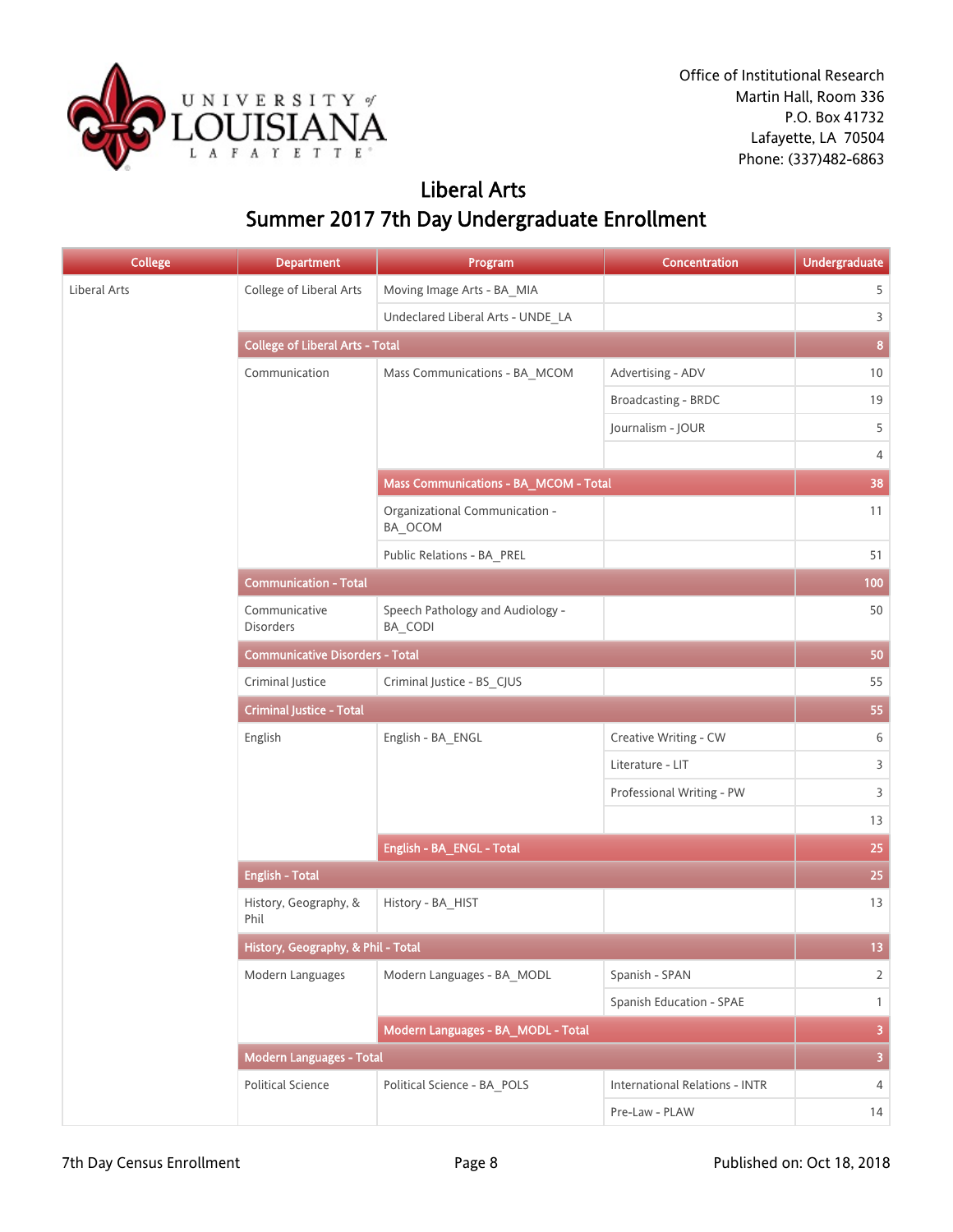Office of Institutional Research
Martin Hall, Room 336
P.O. Box 41732
Lafayette, LA 70504
Phone: (337)482-6863

# Liberal Arts
## Summer 2017 7th Day Undergraduate Enrollment

| College | Department | Program | Concentration | Undergraduate |
|---|---|---|---|---|
| Liberal Arts | College of Liberal Arts | Moving Image Arts - BA_MIA | | 5 |
| | | Undeclared Liberal Arts - UNDE_LA | | 3 |
| | **College of Liberal Arts - Total** | | | **8** |
| | Communication | Mass Communications - BA_MCOM | Advertising - ADV | 10 |
| | | | Broadcasting - BRDC | 19 |
| | | | Journalism - JOUR | 5 |
| | | | | 4 |
| | | **Mass Communications - BA_MCOM - Total** | | **38** |
| | | Organizational Communication - BA_OCOM | | 11 |
| | | Public Relations - BA_PREL | | 51 |
| | **Communication - Total** | | | **100** |
| | Communicative Disorders | Speech Pathology and Audiology - BA_CODI | | 50 |
| | **Communicative Disorders - Total** | | | **50** |
| | Criminal Justice | Criminal Justice - BS_CJUS | | 55 |
| | **Criminal Justice - Total** | | | **55** |
| | English | English - BA_ENGL | Creative Writing - CW | 6 |
| | | | Literature - LIT | 3 |
| | | | Professional Writing - PW | 3 |
| | | | | 13 |
| | | **English - BA_ENGL - Total** | | **25** |
| | **English - Total** | | | **25** |
| | History, Geography, & Phil | History - BA_HIST | | 13 |
| | **History, Geography, & Phil - Total** | | | **13** |
| | Modern Languages | Modern Languages - BA_MODL | Spanish - SPAN | 2 |
| | | | Spanish Education - SPAE | 1 |
| | | **Modern Languages - BA_MODL - Total** | | **3** |
| | **Modern Languages - Total** | | | **3** |
| | Political Science | Political Science - BA_POLS | International Relations - INTR | 4 |
| | | | Pre-Law - PLAW | 14 |

7th Day Census Enrollment

Published on: Oct 18, 2018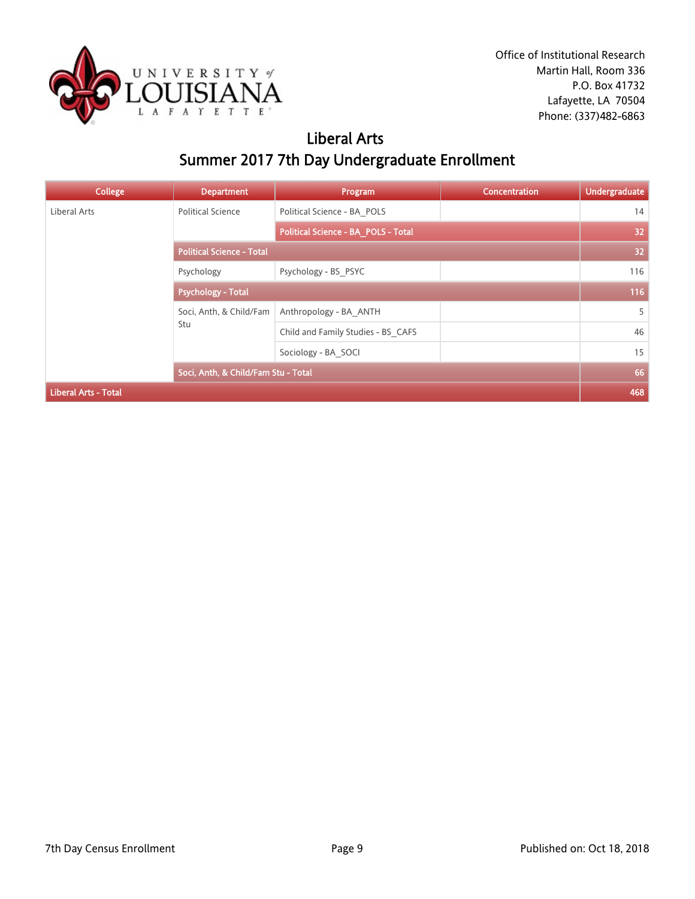Office of Institutional Research
Martin Hall, Room 336
P.O. Box 41732
Lafayette, LA 70504
Phone: (337)482-6863

# Liberal Arts
## Summer 2017 7th Day Undergraduate Enrollment

| College | Department | Program | Concentration | Undergraduate |
|---|---|---|---|---|
| Liberal Arts | Political Science | Political Science - BA_POLS | | 14 |
| | | **Political Science - BA_POLS - Total** | | **32** |
| | **Political Science - Total** | | | **32** |
| | Psychology | Psychology - BS_PSYC | | 116 |
| | **Psychology - Total** | | | **116** |
| | Soci, Anth, & Child/Fam Stu | Anthropology - BA_ANTH | | 5 |
| | | Child and Family Studies - BS_CAFS | | 46 |
| | | Sociology - BA_SOCI | | 15 |
| | **Soci, Anth, & Child/Fam Stu - Total** | | | **66** |
| **Liberal Arts - Total** | | | | **468** |

7th Day Census Enrollment

Published on: Oct 18, 2018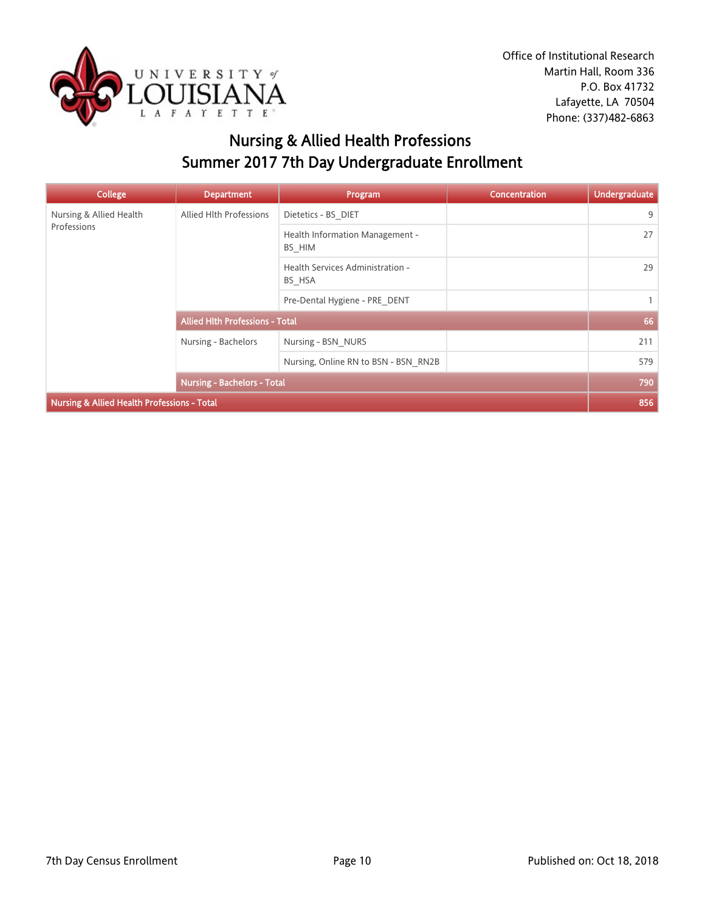Office of Institutional Research
Martin Hall, Room 336
P.O. Box 41732
Lafayette, LA 70504
Phone: (337)482-6863

# Nursing & Allied Health Professions
## Summer 2017 7th Day Undergraduate Enrollment

| College | Department | Program | Concentration | Undergraduate |
|---|---|---|---|---|
| Nursing & Allied Health Professions | Allied Hlth Professions | Dietetics - BS_DIET | | 9 |
| | | Health Information Management - BS_HIM | | 27 |
| | | Health Services Administration - BS_HSA | | 29 |
| | | Pre-Dental Hygiene - PRE_DENT | | 1 |
| | **Allied Hlth Professions - Total** | | | **66** |
| | Nursing - Bachelors | Nursing - BSN_NURS | | 211 |
| | | Nursing, Online RN to BSN - BSN_RN2B | | 579 |
| | **Nursing - Bachelors - Total** | | | **790** |
| **Nursing & Allied Health Professions - Total** | | | | **856** |

7th Day Census Enrollment

Published on: Oct 18, 2018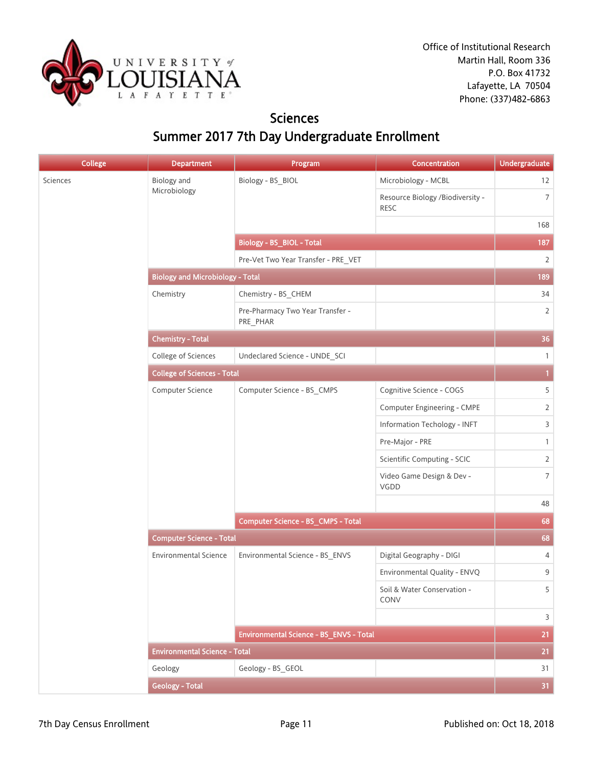Office of Institutional Research
Martin Hall, Room 336
P.O. Box 41732
Lafayette, LA 70504
Phone: (337)482-6863

# Sciences

## Summer 2017 7th Day Undergraduate Enrollment

| College | Department | Program | Concentration | Undergraduate |
|---|---|---|---|---|
| Sciences | Biology and Microbiology | Biology - BS_BIOL | Microbiology - MCBL | 12 |
| | | | Resource Biology /Biodiversity - RESC | 7 |
| | | | | 168 |
| | | **Biology - BS_BIOL - Total** | | **187** |
| | | Pre-Vet Two Year Transfer - PRE_VET | | 2 |
| | **Biology and Microbiology - Total** | | | **189** |
| | Chemistry | Chemistry - BS_CHEM | | 34 |
| | | Pre-Pharmacy Two Year Transfer - PRE_PHAR | | 2 |
| | **Chemistry - Total** | | | **36** |
| | College of Sciences | Undeclared Science - UNDE_SCI | | 1 |
| | **College of Sciences - Total** | | | **1** |
| | Computer Science | Computer Science - BS_CMPS | Cognitive Science - COGS | 5 |
| | | | Computer Engineering - CMPE | 2 |
| | | | Information Techology - INFT | 3 |
| | | | Pre-Major - PRE | 1 |
| | | | Scientific Computing - SCIC | 2 |
| | | | Video Game Design & Dev - VGDD | 7 |
| | | | | 48 |
| | | **Computer Science - BS_CMPS - Total** | | **68** |
| | **Computer Science - Total** | | | **68** |
| | Environmental Science | Environmental Science - BS_ENVS | Digital Geography - DIGI | 4 |
| | | | Environmental Quality - ENVQ | 9 |
| | | | Soil & Water Conservation - CONV | 5 |
| | | | | 3 |
| | | **Environmental Science - BS_ENVS - Total** | | **21** |
| | **Environmental Science - Total** | | | **21** |
| | Geology | Geology - BS_GEOL | | 31 |
| | **Geology - Total** | | | **31** |

7th Day Census Enrollment — Published on: Oct 18, 2018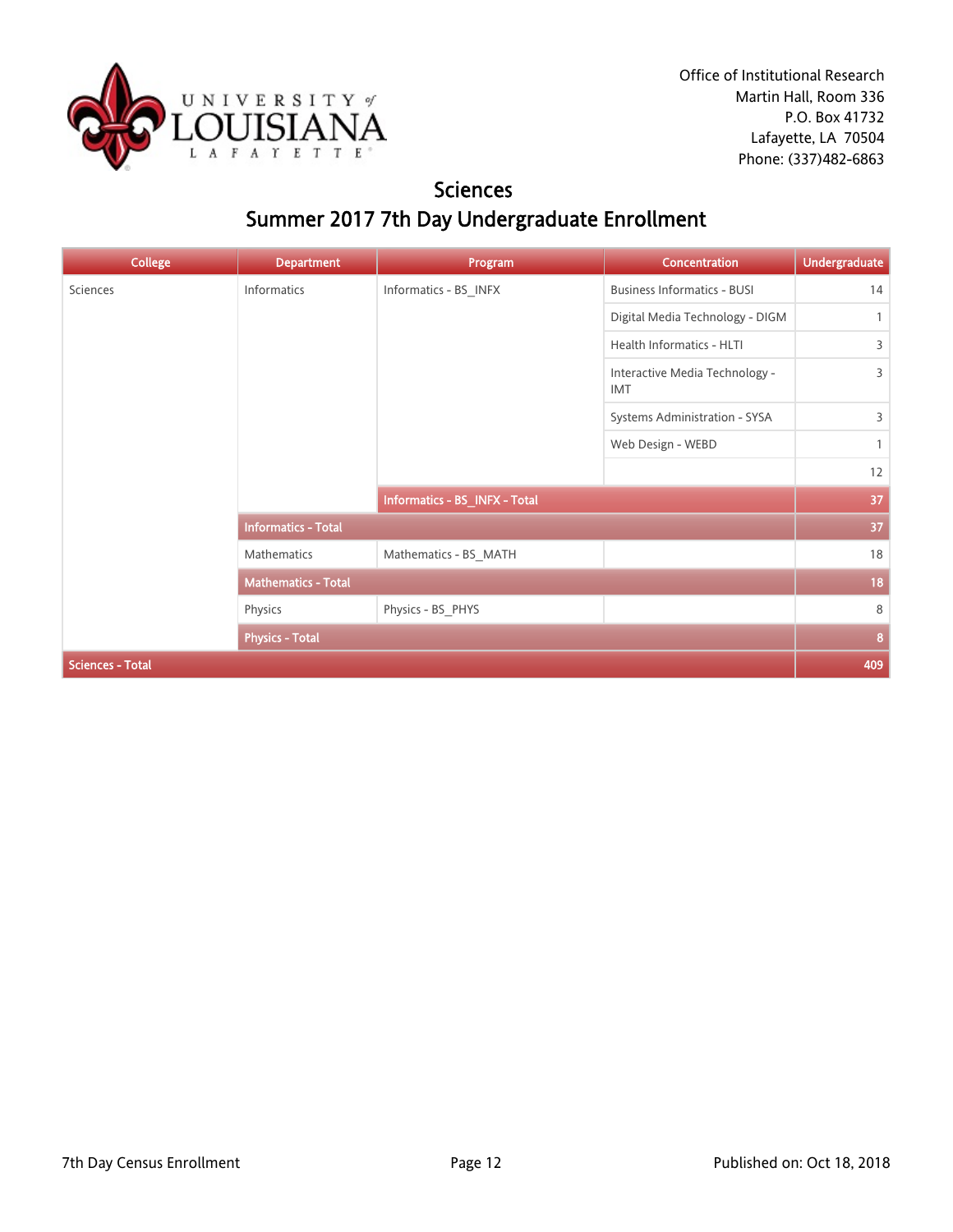Office of Institutional Research
Martin Hall, Room 336
P.O. Box 41732
Lafayette, LA 70504
Phone: (337)482-6863

# Sciences
## Summer 2017 7th Day Undergraduate Enrollment

| College | Department | Program | Concentration | Undergraduate |
|---|---|---|---|---|
| Sciences | Informatics | Informatics - BS_INFX | Business Informatics - BUSI | 14 |
| | | | Digital Media Technology - DIGM | 1 |
| | | | Health Informatics - HLTI | 3 |
| | | | Interactive Media Technology - IMT | 3 |
| | | | Systems Administration - SYSA | 3 |
| | | | Web Design - WEBD | 1 |
| | | | | 12 |
| | | **Informatics - BS_INFX - Total** | | **37** |
| | **Informatics - Total** | | | **37** |
| | Mathematics | Mathematics - BS_MATH | | 18 |
| | **Mathematics - Total** | | | **18** |
| | Physics | Physics - BS_PHYS | | 8 |
| | **Physics - Total** | | | **8** |
| **Sciences - Total** | | | | **409** |

7th Day Census Enrollment

Published on: Oct 18, 2018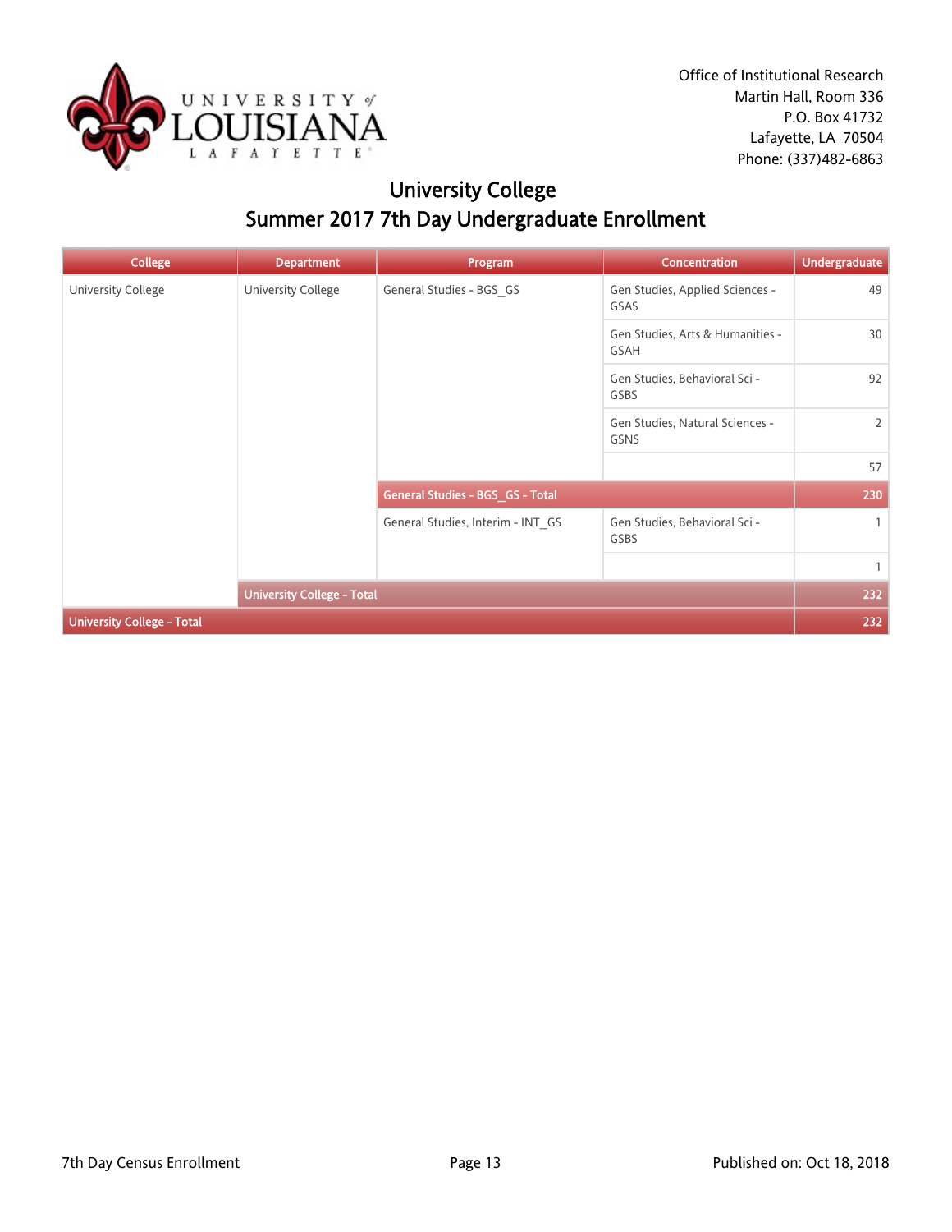Office of Institutional Research
Martin Hall, Room 336
P.O. Box 41732
Lafayette, LA 70504
Phone: (337)482-6863

# University College
## Summer 2017 7th Day Undergraduate Enrollment

| College | Department | Program | Concentration | Undergraduate |
|---|---|---|---|---|
| University College | University College | General Studies - BGS_GS | Gen Studies, Applied Sciences - GSAS | 49 |
| | | | Gen Studies, Arts & Humanities - GSAH | 30 |
| | | | Gen Studies, Behavioral Sci - GSBS | 92 |
| | | | Gen Studies, Natural Sciences - GSNS | 2 |
| | | | | 57 |
| | | **General Studies - BGS_GS - Total** | | **230** |
| | | General Studies, Interim - INT_GS | Gen Studies, Behavioral Sci - GSBS | 1 |
| | | | | 1 |
| | **University College - Total** | | | **232** |
| **University College - Total** | | | | **232** |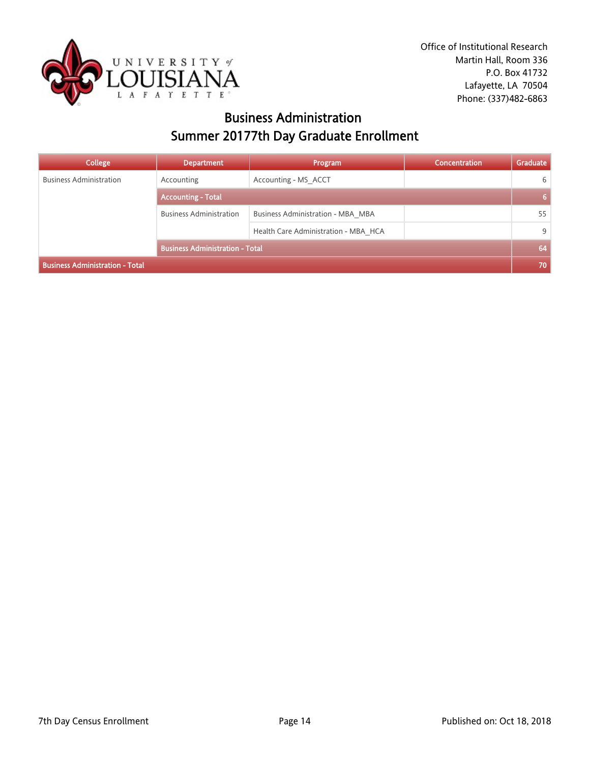Office of Institutional Research
Martin Hall, Room 336
P.O. Box 41732
Lafayette, LA 70504
Phone: (337)482-6863

# Business Administration
## Summer 20177th Day Graduate Enrollment

| College | Department | Program | Concentration | Graduate |
|---|---|---|---|---|
| Business Administration | Accounting | Accounting - MS_ACCT | | 6 |
| | **Accounting - Total** | | | **6** |
| | Business Administration | Business Administration - MBA_MBA | | 55 |
| | | Health Care Administration - MBA_HCA | | 9 |
| | **Business Administration - Total** | | | **64** |
| **Business Administration - Total** | | | | **70** |

7th Day Census Enrollment

Published on: Oct 18, 2018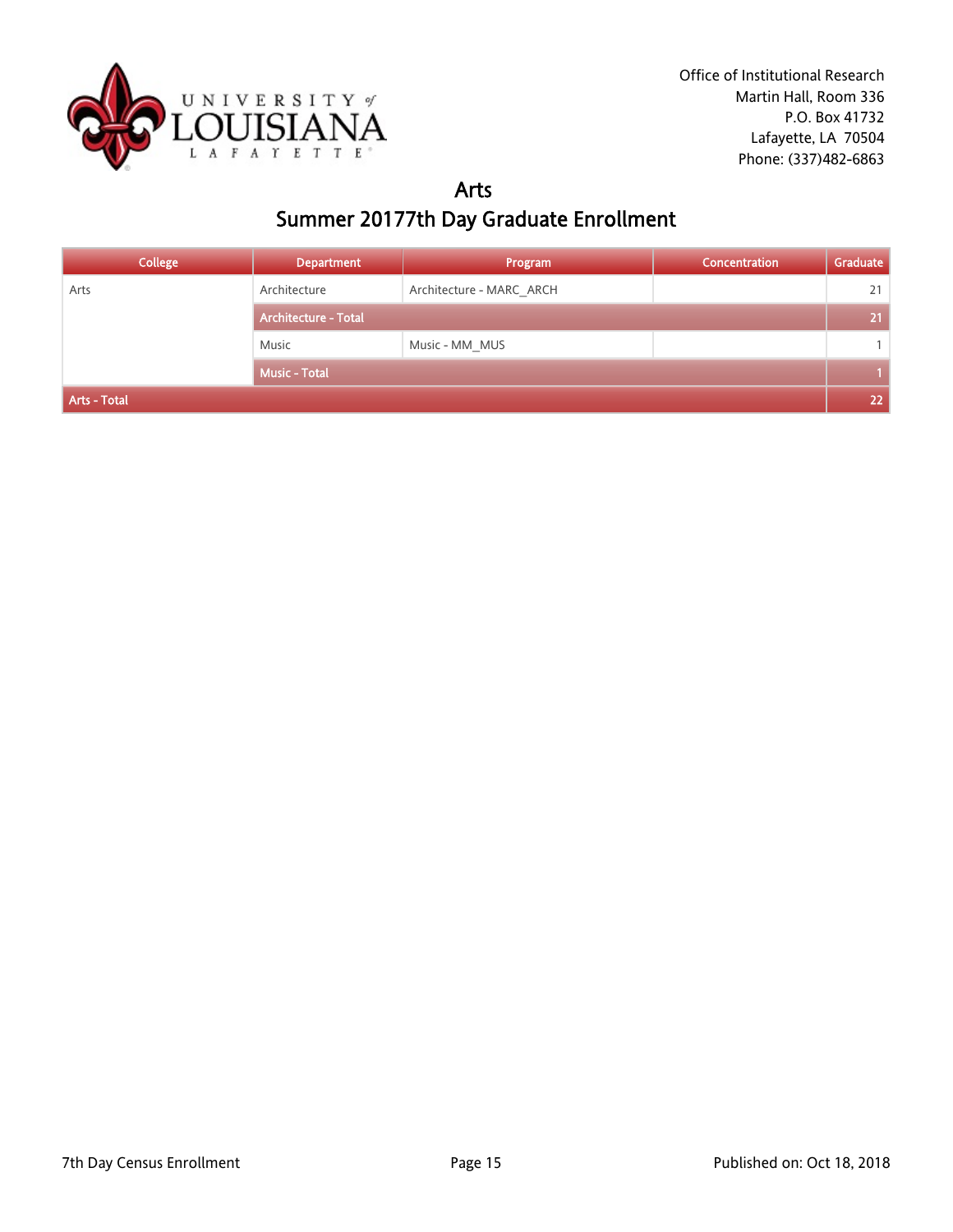Office of Institutional Research
Martin Hall, Room 336
P.O. Box 41732
Lafayette, LA 70504
Phone: (337)482-6863

# Arts

## Summer 20177th Day Graduate Enrollment

| College | Department | Program | Concentration | Graduate |
|---|---|---|---|---|
| Arts | Architecture | Architecture - MARC_ARCH | | 21 |
| | **Architecture - Total** | | | **21** |
| | Music | Music - MM_MUS | | 1 |
| | **Music - Total** | | | **1** |
| **Arts - Total** | | | | **22** |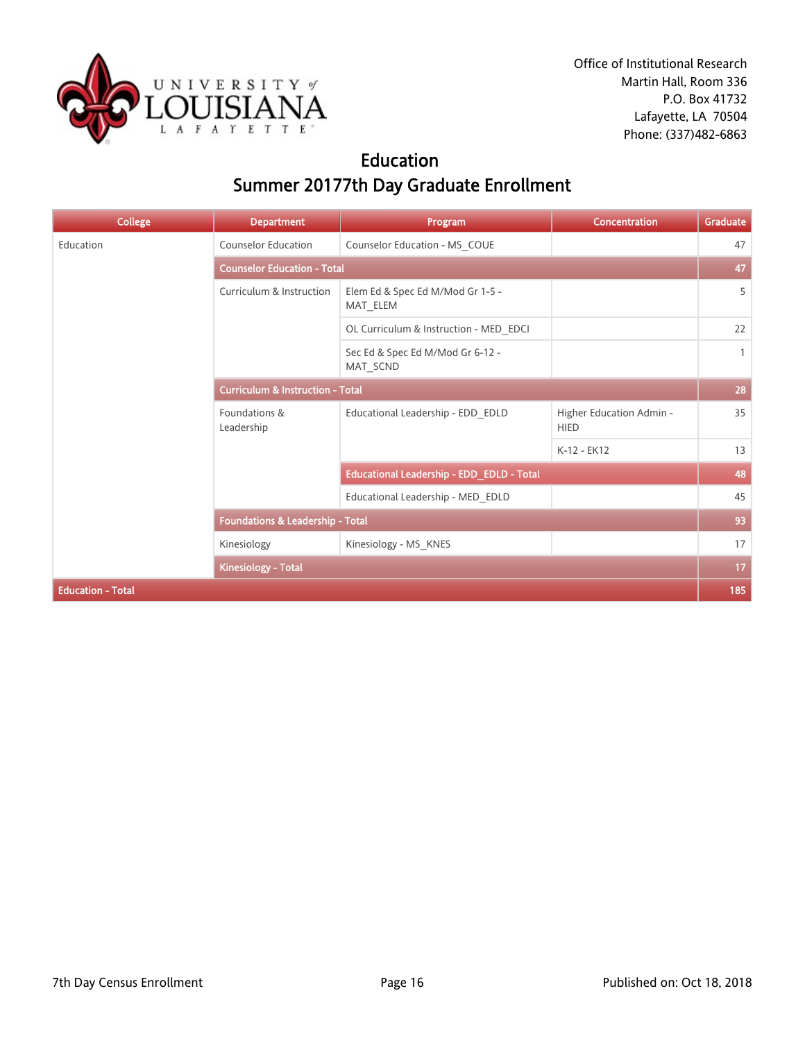Office of Institutional Research
Martin Hall, Room 336
P.O. Box 41732
Lafayette, LA 70504
Phone: (337)482-6863

# Education
## Summer 20177th Day Graduate Enrollment

| College | Department | Program | Concentration | Graduate |
|---|---|---|---|---|
| Education | Counselor Education | Counselor Education - MS_COUE | | 47 |
| | **Counselor Education - Total** | | | **47** |
| | Curriculum & Instruction | Elem Ed & Spec Ed M/Mod Gr 1-5 - MAT_ELEM | | 5 |
| | | OL Curriculum & Instruction - MED_EDCI | | 22 |
| | | Sec Ed & Spec Ed M/Mod Gr 6-12 - MAT_SCND | | 1 |
| | **Curriculum & Instruction - Total** | | | **28** |
| | Foundations & Leadership | Educational Leadership - EDD_EDLD | Higher Education Admin - HIED | 35 |
| | | | K-12 - EK12 | 13 |
| | | **Educational Leadership - EDD_EDLD - Total** | | **48** |
| | | Educational Leadership - MED_EDLD | | 45 |
| | **Foundations & Leadership - Total** | | | **93** |
| | Kinesiology | Kinesiology - MS_KNES | | 17 |
| | **Kinesiology - Total** | | | **17** |
| **Education - Total** | | | | **185** |

7th Day Census Enrollment

Published on: Oct 18, 2018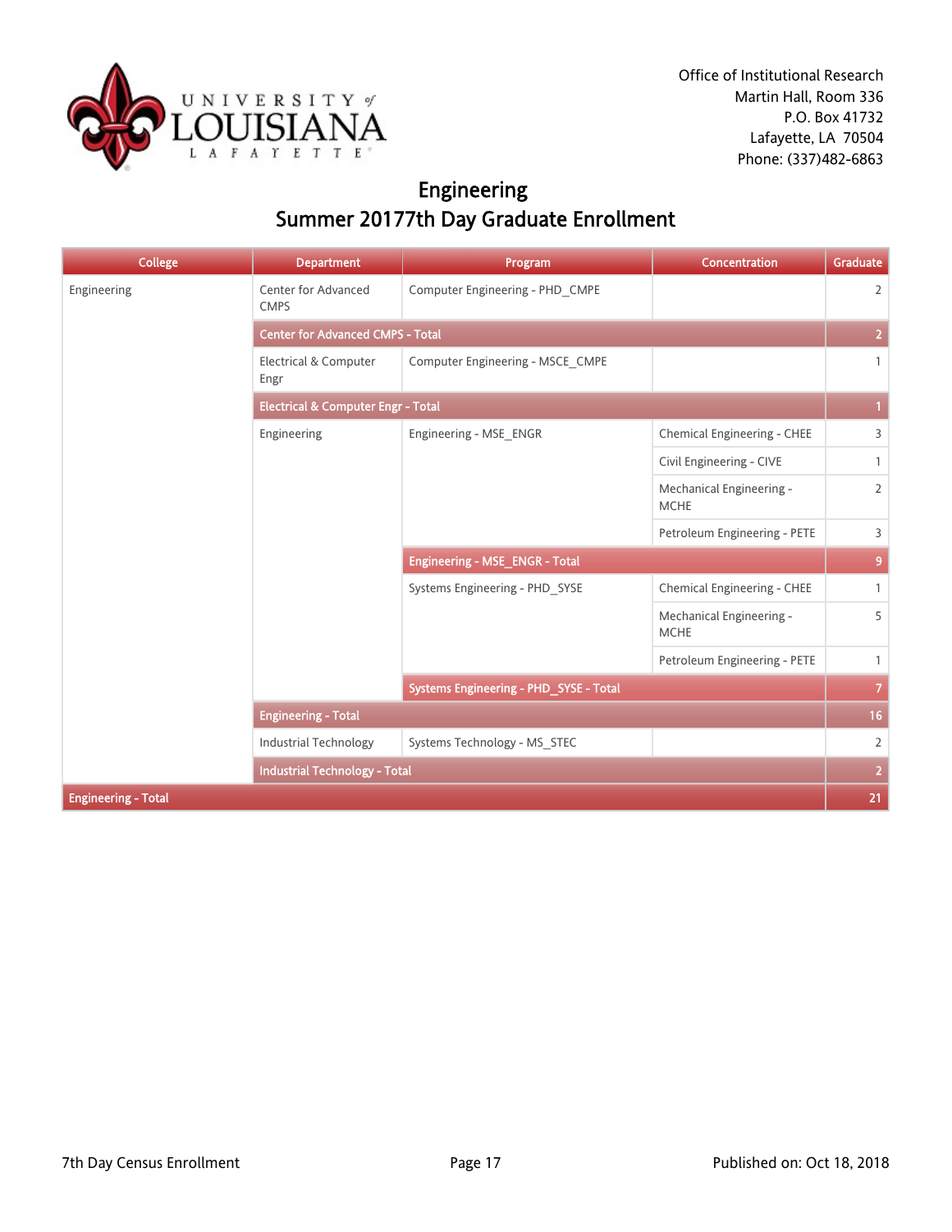Office of Institutional Research
Martin Hall, Room 336
P.O. Box 41732
Lafayette, LA 70504
Phone: (337)482-6863

# Engineering
## Summer 20177th Day Graduate Enrollment

| College | Department | Program | Concentration | Graduate |
|---|---|---|---|---|
| Engineering | Center for Advanced CMPS | Computer Engineering - PHD_CMPE | | 2 |
| | **Center for Advanced CMPS - Total** | | | **2** |
| | Electrical & Computer Engr | Computer Engineering - MSCE_CMPE | | 1 |
| | **Electrical & Computer Engr - Total** | | | **1** |
| | Engineering | Engineering - MSE_ENGR | Chemical Engineering - CHEE | 3 |
| | | | Civil Engineering - CIVE | 1 |
| | | | Mechanical Engineering - MCHE | 2 |
| | | | Petroleum Engineering - PETE | 3 |
| | | **Engineering - MSE_ENGR - Total** | | **9** |
| | | Systems Engineering - PHD_SYSE | Chemical Engineering - CHEE | 1 |
| | | | Mechanical Engineering - MCHE | 5 |
| | | | Petroleum Engineering - PETE | 1 |
| | | **Systems Engineering - PHD_SYSE - Total** | | **7** |
| | **Engineering - Total** | | | **16** |
| | Industrial Technology | Systems Technology - MS_STEC | | 2 |
| | **Industrial Technology - Total** | | | **2** |
| **Engineering - Total** | | | | **21** |

7th Day Census Enrollment

Published on: Oct 18, 2018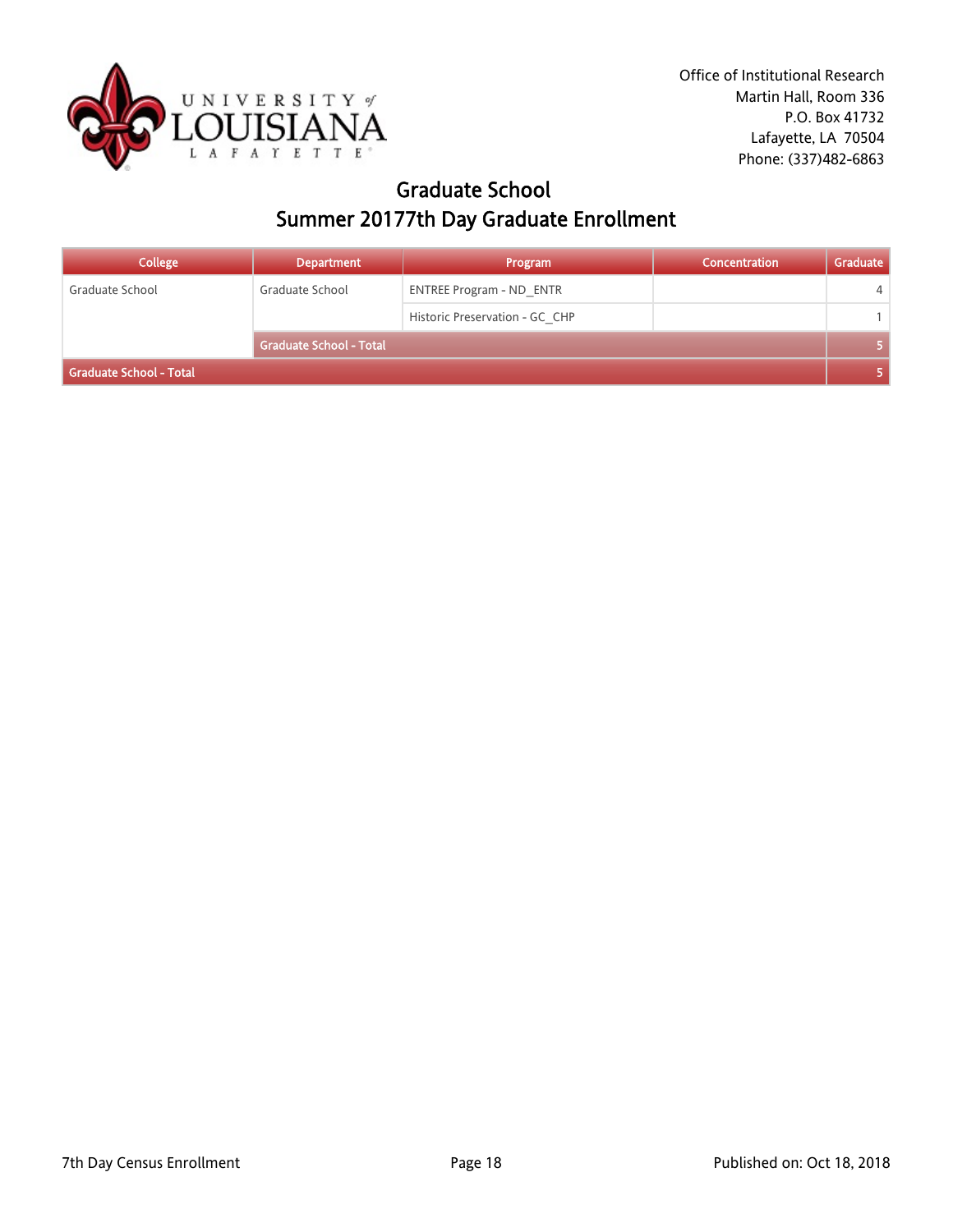Office of Institutional Research
Martin Hall, Room 336
P.O. Box 41732
Lafayette, LA 70504
Phone: (337)482-6863

# Graduate School
## Summer 20177th Day Graduate Enrollment

| College | Department | Program | Concentration | Graduate |
|---|---|---|---|---|
| Graduate School | Graduate School | ENTREE Program - ND_ENTR | | 4 |
| | | Historic Preservation - GC_CHP | | 1 |
| | **Graduate School - Total** | | | **5** |
| **Graduate School - Total** | | | | **5** |

7th Day Census Enrollment

Published on: Oct 18, 2018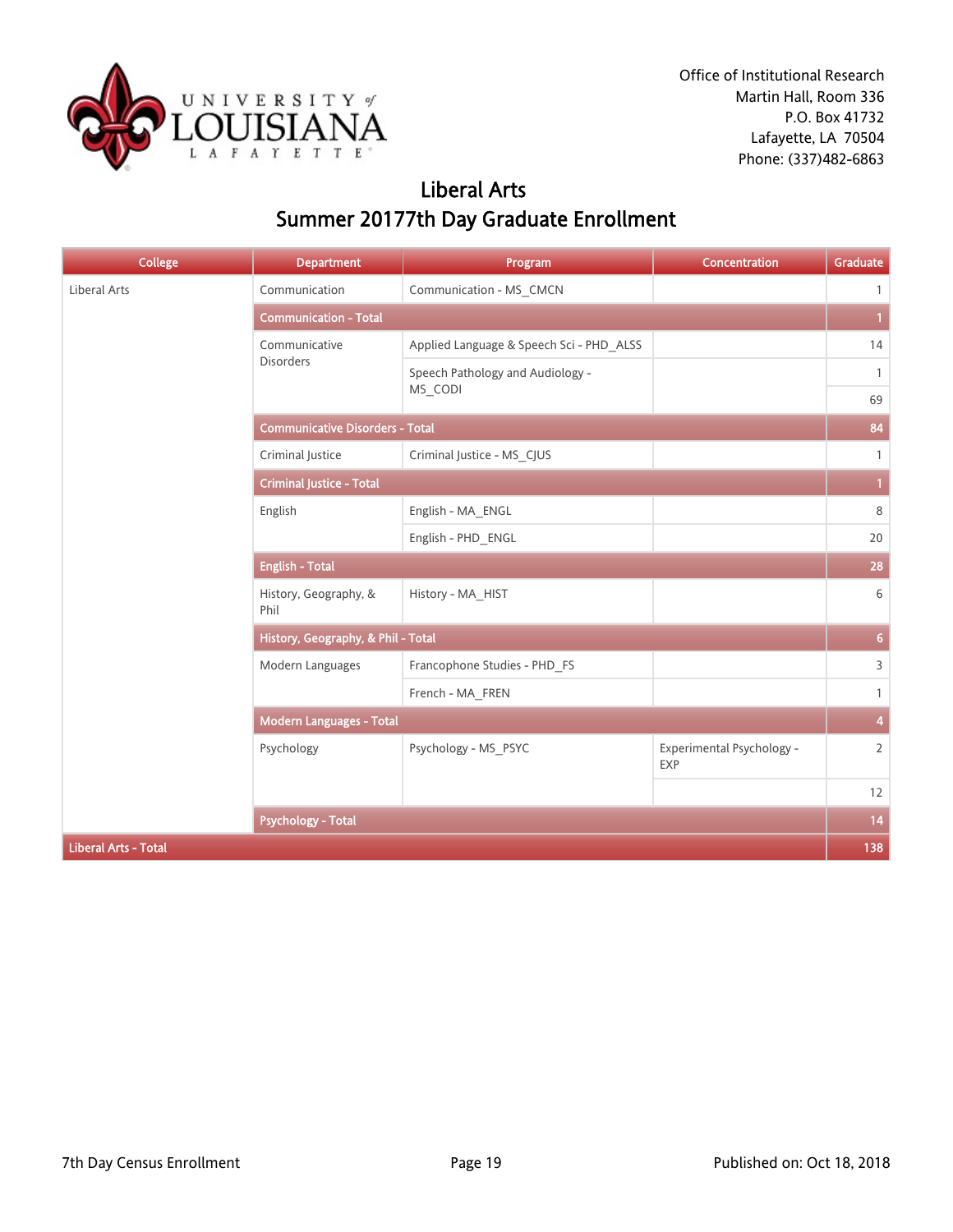Office of Institutional Research
Martin Hall, Room 336
P.O. Box 41732
Lafayette, LA 70504
Phone: (337)482-6863

# Liberal Arts
## Summer 20177th Day Graduate Enrollment

| College | Department | Program | Concentration | Graduate |
|---|---|---|---|---|
| Liberal Arts | Communication | Communication - MS_CMCN | | 1 |
| | **Communication - Total** | | | **1** |
| | Communicative Disorders | Applied Language & Speech Sci - PHD_ALSS | | 14 |
| | | Speech Pathology and Audiology - MS_CODI | | 1 |
| | | | | 69 |
| | **Communicative Disorders - Total** | | | **84** |
| | Criminal Justice | Criminal Justice - MS_CJUS | | 1 |
| | **Criminal Justice - Total** | | | **1** |
| | English | English - MA_ENGL | | 8 |
| | | English - PHD_ENGL | | 20 |
| | **English - Total** | | | **28** |
| | History, Geography, & Phil | History - MA_HIST | | 6 |
| | **History, Geography, & Phil - Total** | | | **6** |
| | Modern Languages | Francophone Studies - PHD_FS | | 3 |
| | | French - MA_FREN | | 1 |
| | **Modern Languages - Total** | | | **4** |
| | Psychology | Psychology - MS_PSYC | Experimental Psychology - EXP | 2 |
| | | | | 12 |
| | **Psychology - Total** | | | **14** |
| **Liberal Arts - Total** | | | | **138** |

7th Day Census Enrollment

Published on: Oct 18, 2018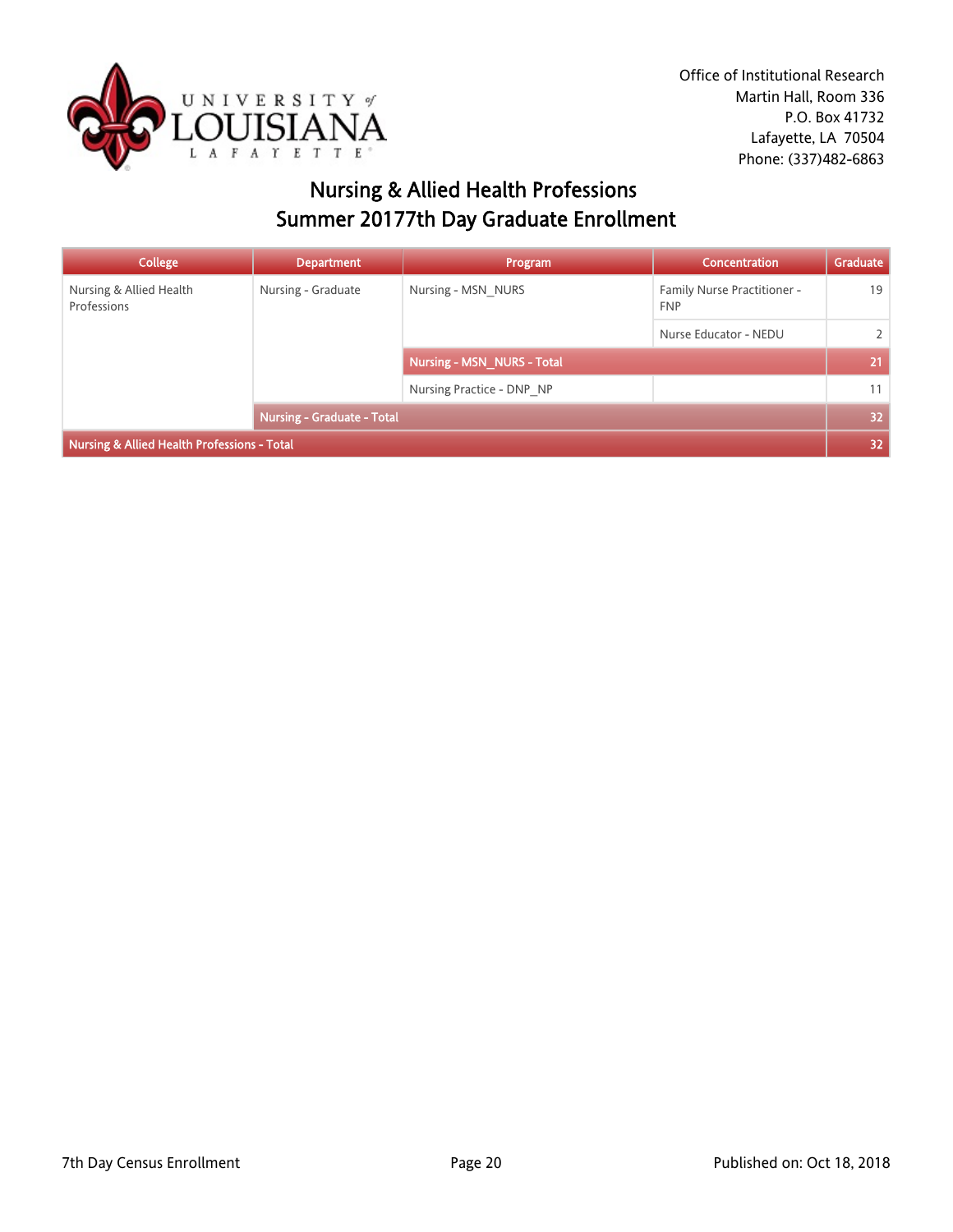Office of Institutional Research
Martin Hall, Room 336
P.O. Box 41732
Lafayette, LA 70504
Phone: (337)482-6863

## Nursing & Allied Health Professions
## Summer 20177th Day Graduate Enrollment

| College | Department | Program | Concentration | Graduate |
|---|---|---|---|---|
| Nursing & Allied Health Professions | Nursing - Graduate | Nursing - MSN_NURS | Family Nurse Practitioner - FNP | 19 |
| | | | Nurse Educator - NEDU | 2 |
| | | **Nursing - MSN_NURS - Total** | | **21** |
| | | Nursing Practice - DNP_NP | | 11 |
| | **Nursing - Graduate - Total** | | | **32** |
| **Nursing & Allied Health Professions - Total** | | | | **32** |

7th Day Census Enrollment

Published on: Oct 18, 2018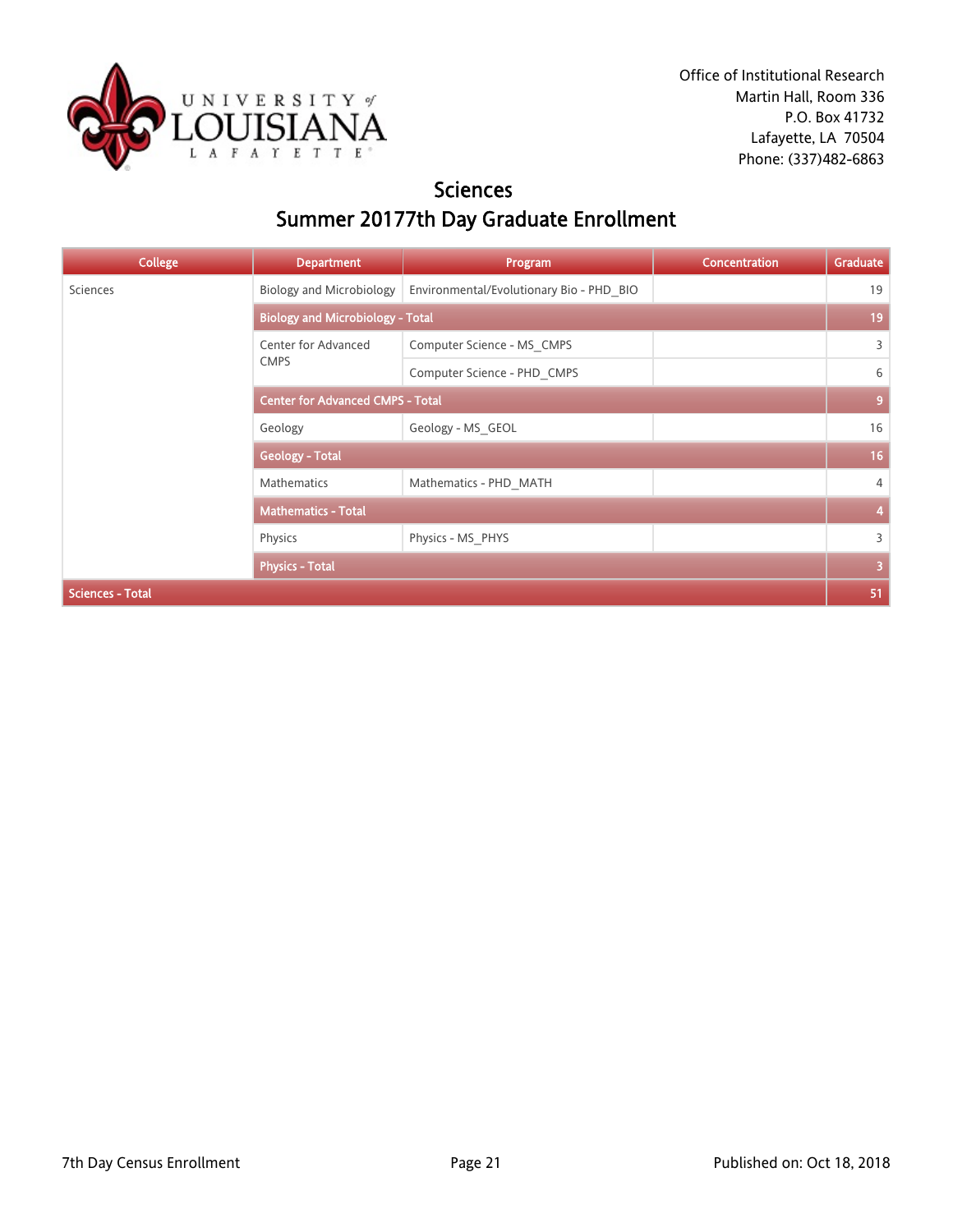Office of Institutional Research
Martin Hall, Room 336
P.O. Box 41732
Lafayette, LA 70504
Phone: (337)482-6863

# Sciences
## Summer 20177th Day Graduate Enrollment

| College | Department | Program | Concentration | Graduate |
|---|---|---|---|---|
| Sciences | Biology and Microbiology | Environmental/Evolutionary Bio - PHD_BIO | | 19 |
| | **Biology and Microbiology - Total** | | | **19** |
| | Center for Advanced CMPS | Computer Science - MS_CMPS | | 3 |
| | | Computer Science - PHD_CMPS | | 6 |
| | **Center for Advanced CMPS - Total** | | | **9** |
| | Geology | Geology - MS_GEOL | | 16 |
| | **Geology - Total** | | | **16** |
| | Mathematics | Mathematics - PHD_MATH | | 4 |
| | **Mathematics - Total** | | | **4** |
| | Physics | Physics - MS_PHYS | | 3 |
| | **Physics - Total** | | | **3** |
| **Sciences - Total** | | | | **51** |

7th Day Census Enrollment

Published on: Oct 18, 2018